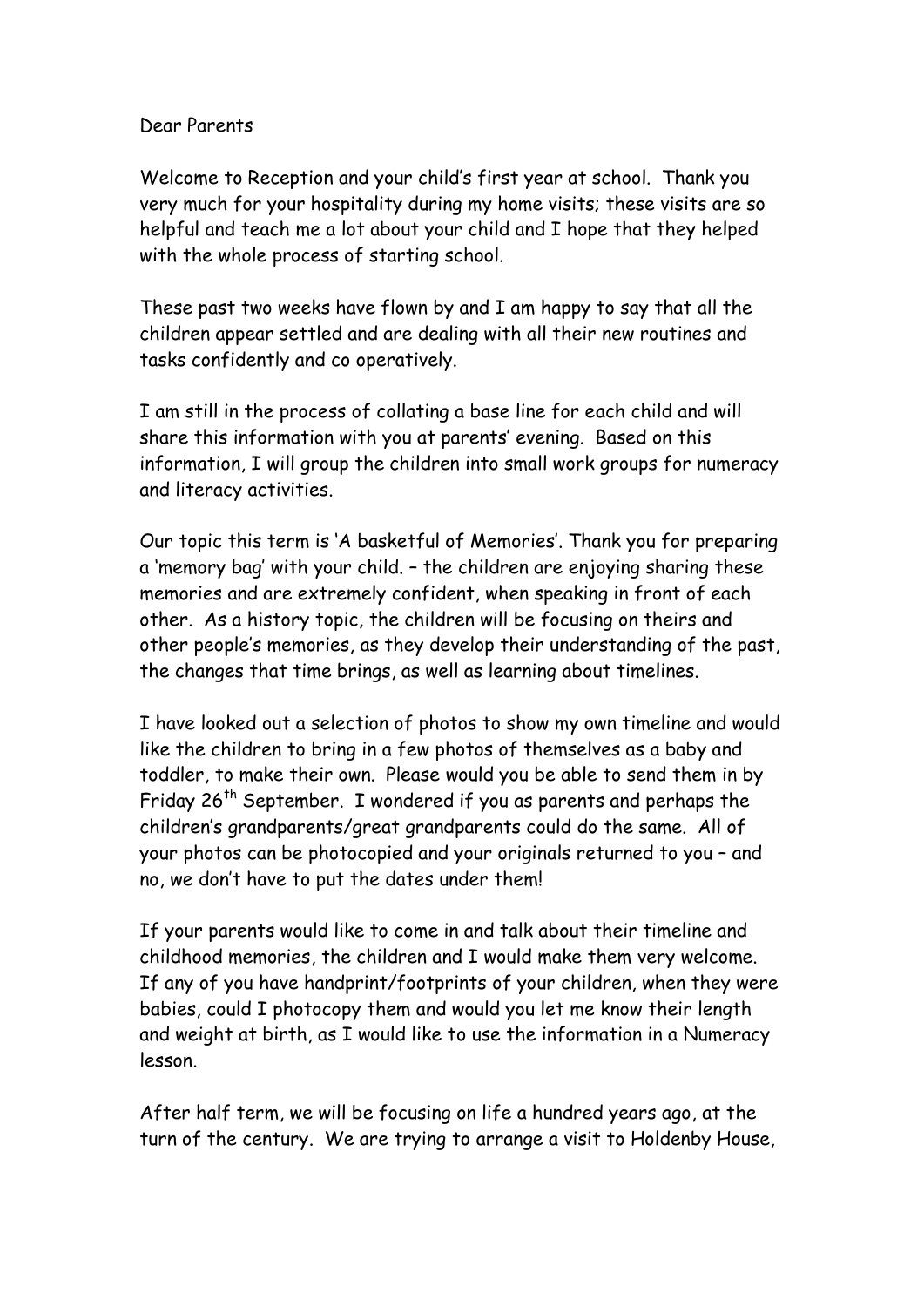Dear Parents

Welcome to Reception and your child's first year at school. Thank you very much for your hospitality during my home visits; these visits are so helpful and teach me a lot about your child and I hope that they helped with the whole process of starting school.

These past two weeks have flown by and I am happy to say that all the children appear settled and are dealing with all their new routines and tasks confidently and co operatively.

I am still in the process of collating a base line for each child and will share this information with you at parents' evening. Based on this information, I will group the children into small work groups for numeracy and literacy activities.

Our topic this term is 'A basketful of Memories'. Thank you for preparing a 'memory bag' with your child. – the children are enjoying sharing these memories and are extremely confident, when speaking in front of each other. As a history topic, the children will be focusing on theirs and other people's memories, as they develop their understanding of the past, the changes that time brings, as well as learning about timelines.

I have looked out a selection of photos to show my own timeline and would like the children to bring in a few photos of themselves as a baby and toddler, to make their own. Please would you be able to send them in by Friday 26th September. I wondered if you as parents and perhaps the children's grandparents/great grandparents could do the same. All of your photos can be photocopied and your originals returned to you – and no, we don't have to put the dates under them!

If your parents would like to come in and talk about their timeline and childhood memories, the children and I would make them very welcome. If any of you have handprint/footprints of your children, when they were babies, could I photocopy them and would you let me know their length and weight at birth, as I would like to use the information in a Numeracy lesson.

After half term, we will be focusing on life a hundred years ago, at the turn of the century. We are trying to arrange a visit to Holdenby House,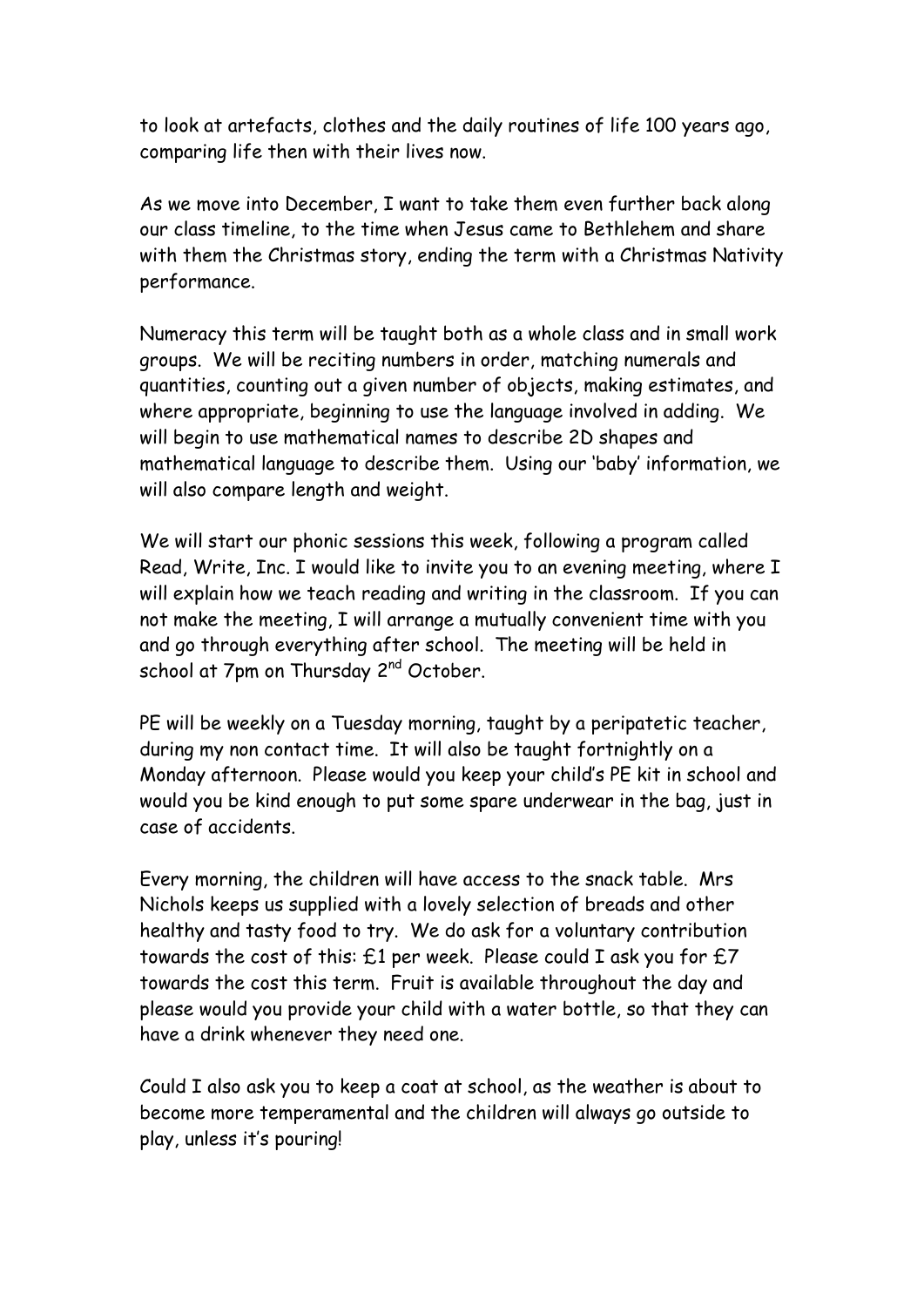to look at artefacts, clothes and the daily routines of life 100 years ago, comparing life then with their lives now.

As we move into December, I want to take them even further back along our class timeline, to the time when Jesus came to Bethlehem and share with them the Christmas story, ending the term with a Christmas Nativity performance.

Numeracy this term will be taught both as a whole class and in small work groups. We will be reciting numbers in order, matching numerals and quantities, counting out a given number of objects, making estimates, and where appropriate, beginning to use the language involved in adding. We will begin to use mathematical names to describe 2D shapes and mathematical language to describe them. Using our 'baby' information, we will also compare length and weight.

We will start our phonic sessions this week, following a program called Read, Write, Inc. I would like to invite you to an evening meeting, where I will explain how we teach reading and writing in the classroom. If you can not make the meeting, I will arrange a mutually convenient time with you and go through everything after school. The meeting will be held in school at 7pm on Thursday 2nd October.

PE will be weekly on a Tuesday morning, taught by a peripatetic teacher, during my non contact time. It will also be taught fortnightly on a Monday afternoon. Please would you keep your child's PE kit in school and would you be kind enough to put some spare underwear in the bag, just in case of accidents.

Every morning, the children will have access to the snack table. Mrs Nichols keeps us supplied with a lovely selection of breads and other healthy and tasty food to try. We do ask for a voluntary contribution towards the cost of this: £1 per week. Please could I ask you for £7 towards the cost this term. Fruit is available throughout the day and please would you provide your child with a water bottle, so that they can have a drink whenever they need one.

Could I also ask you to keep a coat at school, as the weather is about to become more temperamental and the children will always go outside to play, unless it's pouring!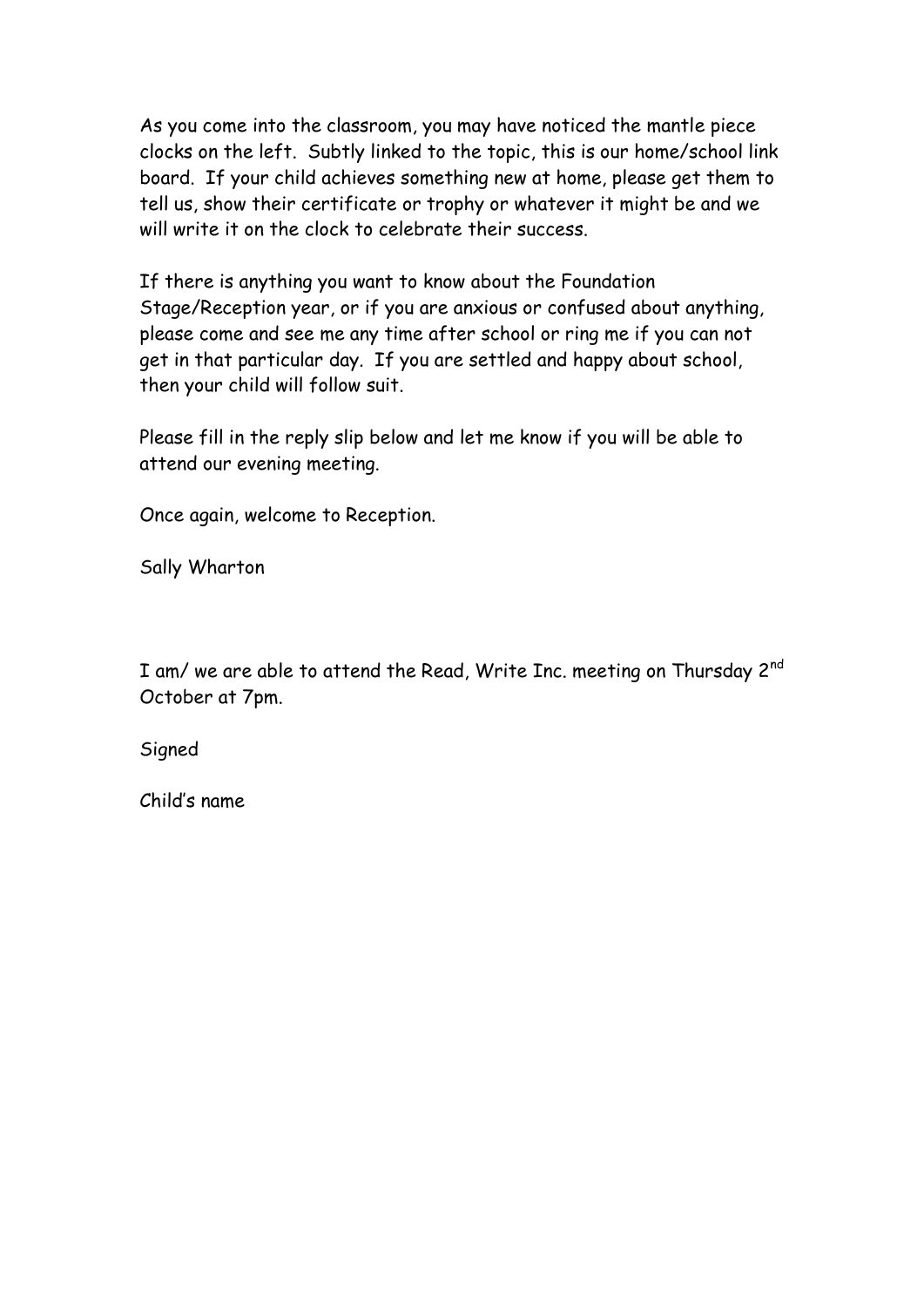As you come into the classroom, you may have noticed the mantle piece clocks on the left. Subtly linked to the topic, this is our home/school link board. If your child achieves something new at home, please get them to tell us, show their certificate or trophy or whatever it might be and we will write it on the clock to celebrate their success.

If there is anything you want to know about the Foundation Stage/Reception year, or if you are anxious or confused about anything, please come and see me any time after school or ring me if you can not get in that particular day. If you are settled and happy about school, then your child will follow suit.

Please fill in the reply slip below and let me know if you will be able to attend our evening meeting.

Once again, welcome to Reception.

Sally Wharton

I am/ we are able to attend the Read, Write Inc. meeting on Thursday 2nd October at 7pm.

Signed

Child's name